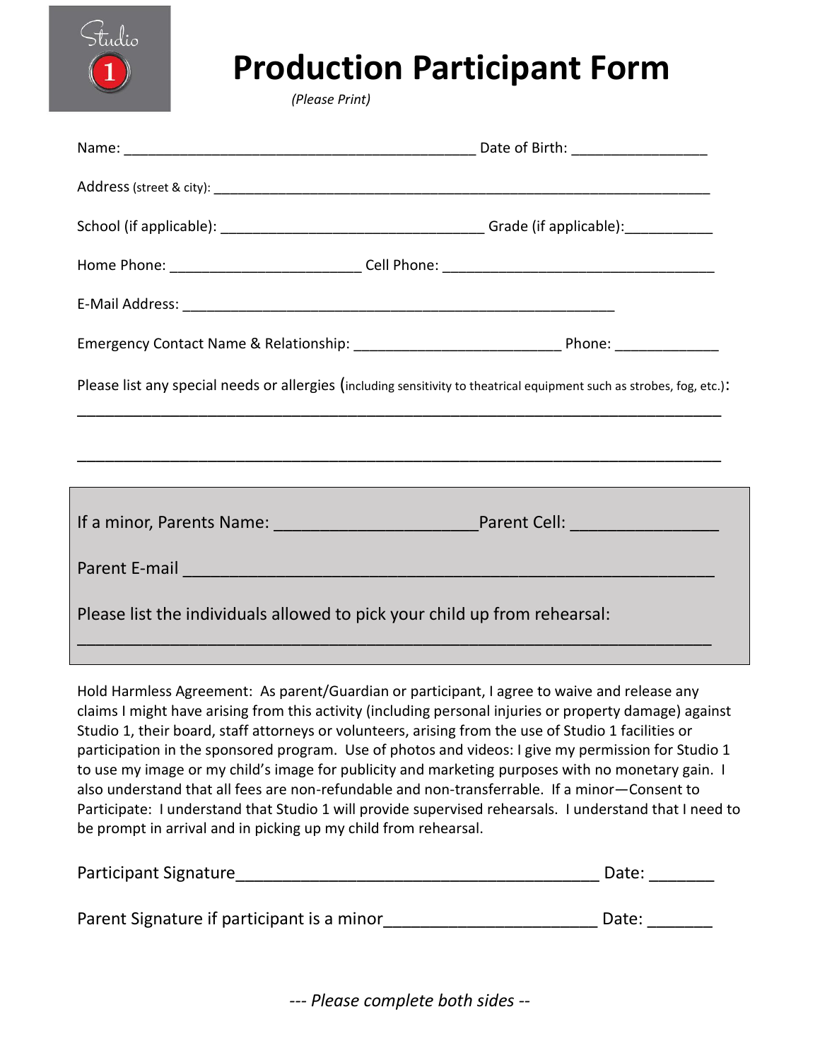Studio 1

# Production Participant Form

*(Please Print)*

Name: ___________________________________________ Date of Birth: ________________

Address (street & city): _______________________________________________________________

School (if applicable): ________________________________ Grade (if applicable):__________

Home Phone: ______________________ Cell Phone: _________________________________

E-Mail Address: ____________________________________________________

Emergency Contact Name & Relationship: ________________________ Phone: ____________

Please list any special needs or allergies (including sensitivity to theatrical equipment such as strobes, fog, etc.):

_______________________________________________________________________________

_______________________________________________________________________________

If a minor, Parents Name: ____________________Parent Cell: _______________

Parent E-mail _____________________________________________________

Please list the individuals allowed to pick your child up from rehearsal:

_____________________________________________________________

Hold Harmless Agreement: As parent/Guardian or participant, I agree to waive and release any claims I might have arising from this activity (including personal injuries or property damage) against Studio 1, their board, staff attorneys or volunteers, arising from the use of Studio 1 facilities or participation in the sponsored program. Use of photos and videos: I give my permission for Studio 1 to use my image or my child's image for publicity and marketing purposes with no monetary gain. I also understand that all fees are non-refundable and non-transferrable. If a minor—Consent to Participate: I understand that Studio 1 will provide supervised rehearsals. I understand that I need to be prompt in arrival and in picking up my child from rehearsal.

Participant Signature_____________________________________ Date: _______

Parent Signature if participant is a minor______________________ Date: _______

*--- Please complete both sides --*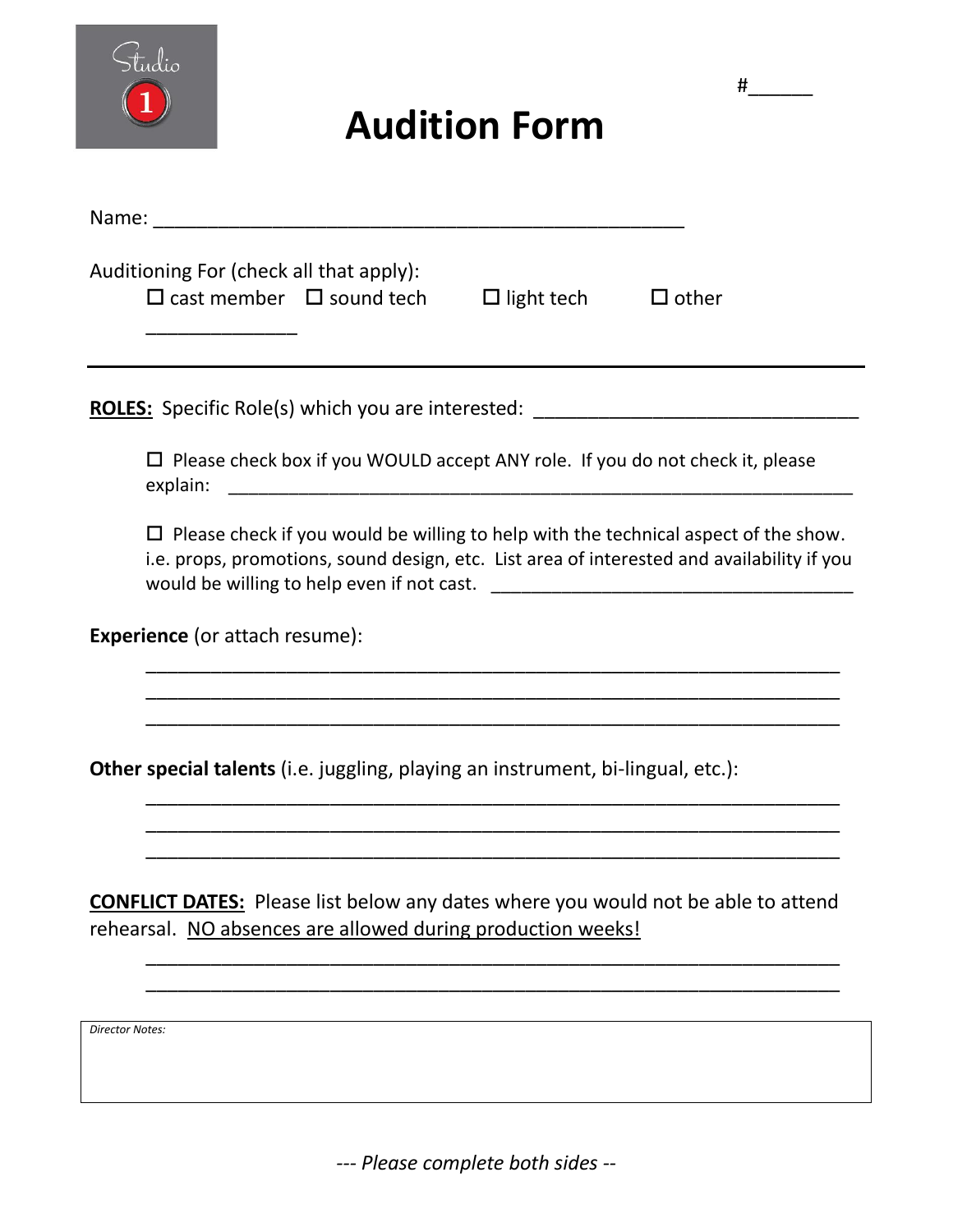Studio 1

#______

# Audition Form

Name: ______________________________________________

Auditioning For (check all that apply):

☐ cast member ☐ sound tech ☐ light tech ☐ other ______________

---

**ROLES:** Specific Role(s) which you are interested: ______________________________

☐ Please check box if you WOULD accept ANY role. If you do not check it, please explain: ______________________________________________

☐ Please check if you would be willing to help with the technical aspect of the show. i.e. props, promotions, sound design, etc. List area of interested and availability if you would be willing to help even if not cast. ______________________________

**Experience** (or attach resume):

______________________________________________

______________________________________________

______________________________________________

**Other special talents** (i.e. juggling, playing an instrument, bi-lingual, etc.):

______________________________________________

______________________________________________

______________________________________________

**CONFLICT DATES:** Please list below any dates where you would not be able to attend rehearsal. NO absences are allowed during production weeks!

______________________________________________

______________________________________________

| |
|---|
| *Director Notes:* |

*--- Please complete both sides --*